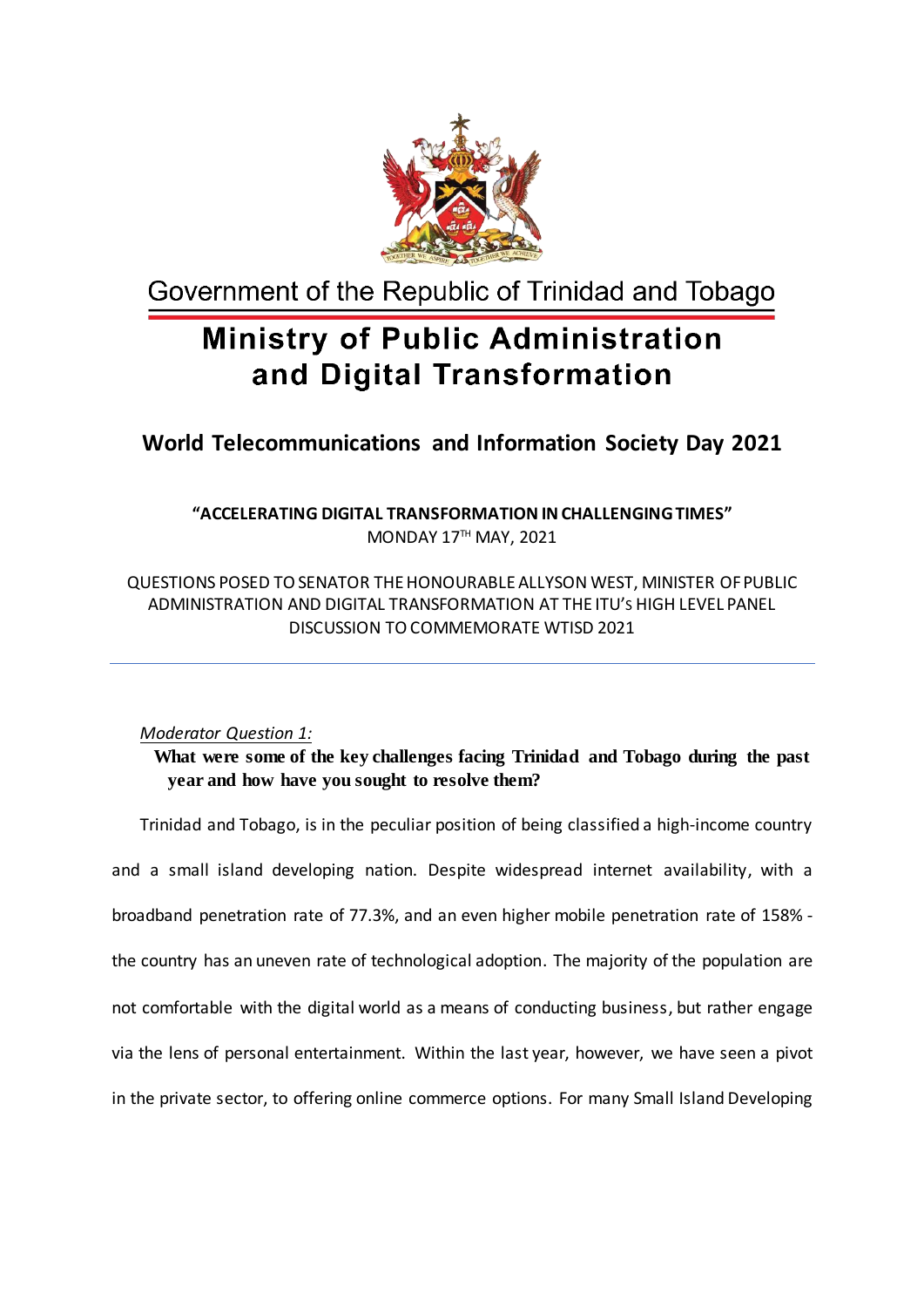Government of the Republic of Trinidad and Tobago

# Ministry of Public Administration and Digital Transformation

## World Telecommunications and Information Society Day 2021

**"ACCELERATING DIGITAL TRANSFORMATION IN CHALLENGING TIMES"**
MONDAY 17TH MAY, 2021

QUESTIONS POSED TO SENATOR THE HONOURABLE ALLYSON WEST, MINISTER OF PUBLIC ADMINISTRATION AND DIGITAL TRANSFORMATION AT THE ITU's HIGH LEVEL PANEL DISCUSSION TO COMMEMORATE WTISD 2021

---

*Moderator Question 1:*

**What were some of the key challenges facing Trinidad and Tobago during the past year and how have you sought to resolve them?**

Trinidad and Tobago, is in the peculiar position of being classified a high-income country and a small island developing nation. Despite widespread internet availability, with a broadband penetration rate of 77.3%, and an even higher mobile penetration rate of 158% - the country has an uneven rate of technological adoption. The majority of the population are not comfortable with the digital world as a means of conducting business, but rather engage via the lens of personal entertainment. Within the last year, however, we have seen a pivot in the private sector, to offering online commerce options. For many Small Island Developing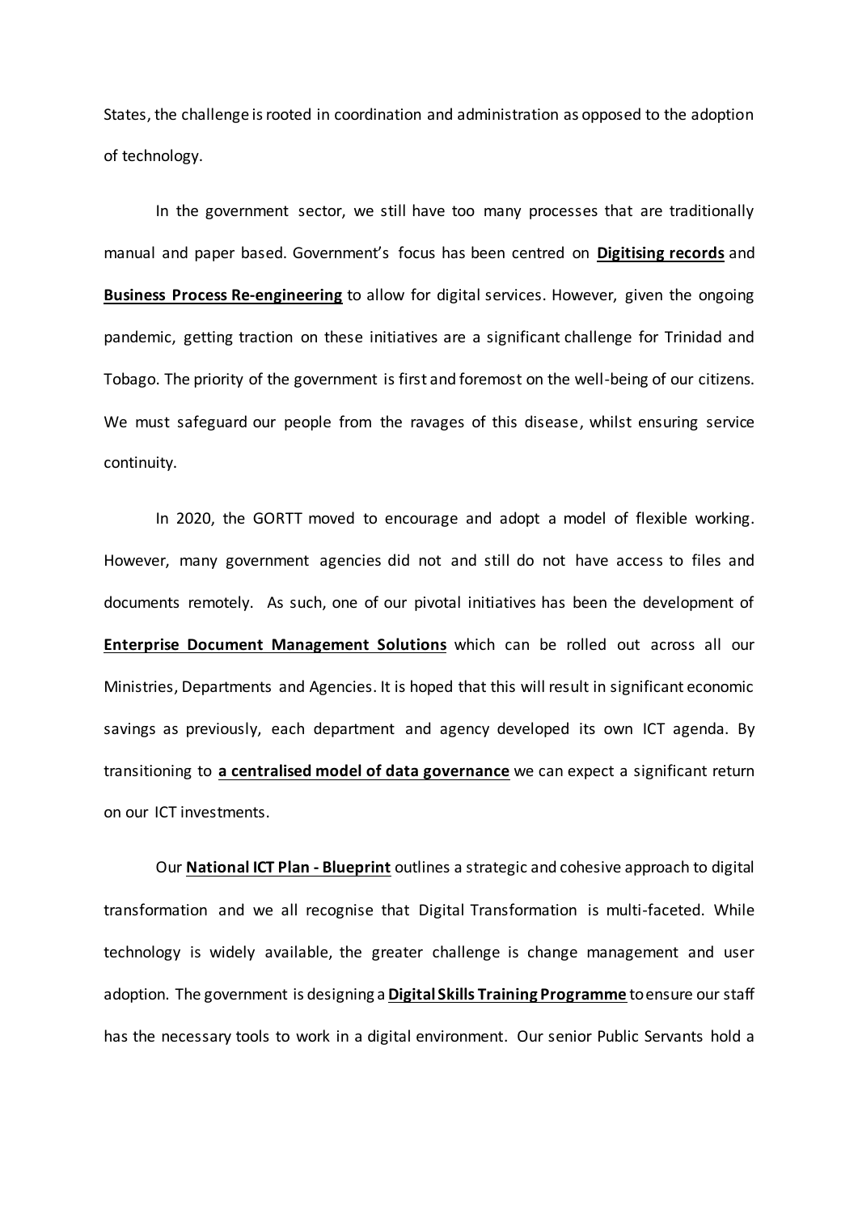States, the challenge is rooted in coordination and administration as opposed to the adoption of technology.

In the government sector, we still have too many processes that are traditionally manual and paper based. Government's focus has been centred on **Digitising records** and **Business Process Re-engineering** to allow for digital services. However, given the ongoing pandemic, getting traction on these initiatives are a significant challenge for Trinidad and Tobago. The priority of the government is first and foremost on the well-being of our citizens. We must safeguard our people from the ravages of this disease, whilst ensuring service continuity.

In 2020, the GORTT moved to encourage and adopt a model of flexible working. However, many government agencies did not and still do not have access to files and documents remotely. As such, one of our pivotal initiatives has been the development of **Enterprise Document Management Solutions** which can be rolled out across all our Ministries, Departments and Agencies. It is hoped that this will result in significant economic savings as previously, each department and agency developed its own ICT agenda. By transitioning to **a centralised model of data governance** we can expect a significant return on our ICT investments.

Our **National ICT Plan - Blueprint** outlines a strategic and cohesive approach to digital transformation and we all recognise that Digital Transformation is multi-faceted. While technology is widely available, the greater challenge is change management and user adoption. The government is designing a **Digital Skills Training Programme** to ensure our staff has the necessary tools to work in a digital environment. Our senior Public Servants hold a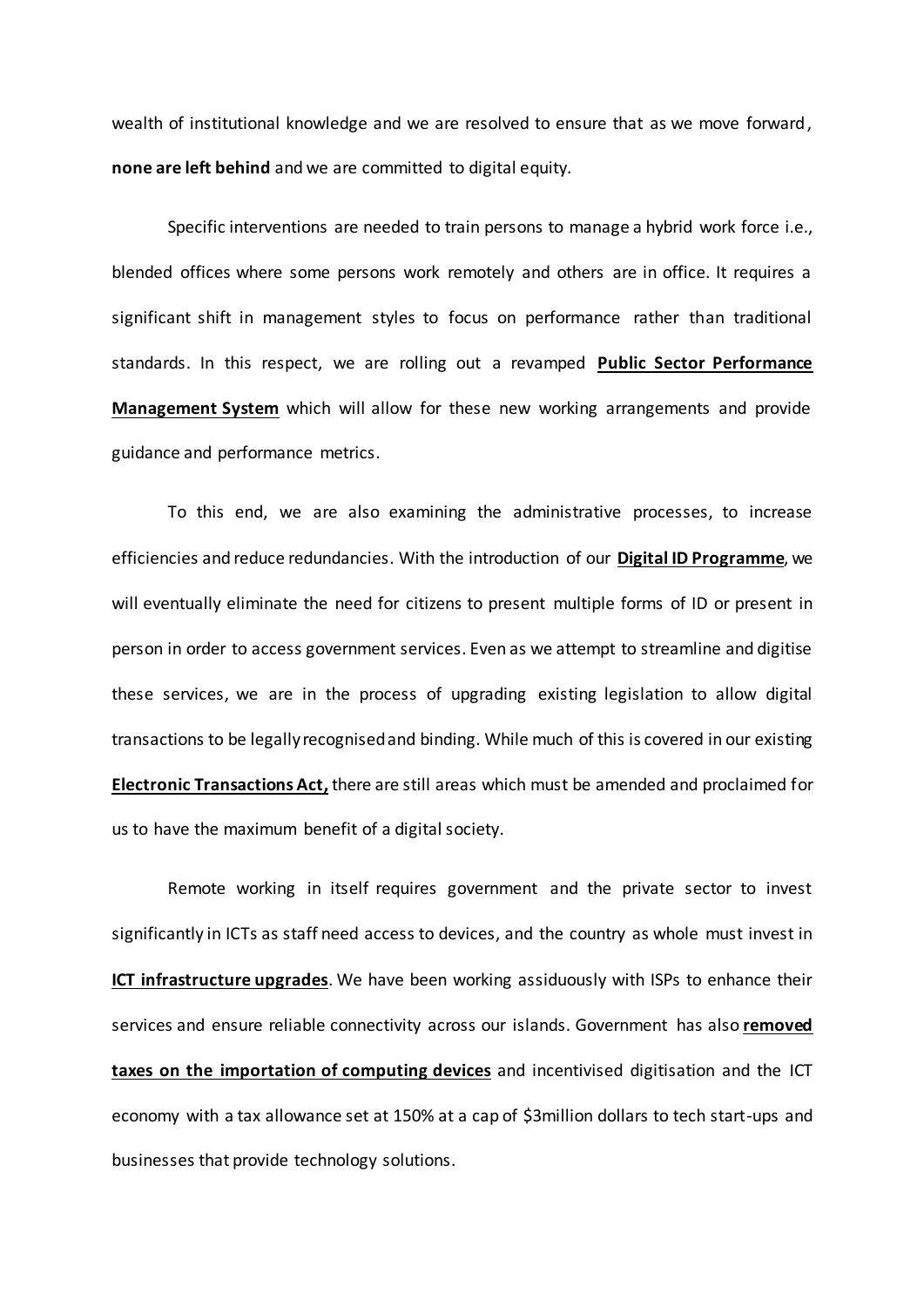wealth of institutional knowledge and we are resolved to ensure that as we move forward, **none are left behind** and we are committed to digital equity.

Specific interventions are needed to train persons to manage a hybrid work force i.e., blended offices where some persons work remotely and others are in office. It requires a significant shift in management styles to focus on performance rather than traditional standards. In this respect, we are rolling out a revamped **Public Sector Performance Management System** which will allow for these new working arrangements and provide guidance and performance metrics.

To this end, we are also examining the administrative processes, to increase efficiencies and reduce redundancies. With the introduction of our **Digital ID Programme**, we will eventually eliminate the need for citizens to present multiple forms of ID or present in person in order to access government services. Even as we attempt to streamline and digitise these services, we are in the process of upgrading existing legislation to allow digital transactions to be legally recognised and binding. While much of this is covered in our existing **Electronic Transactions Act,** there are still areas which must be amended and proclaimed for us to have the maximum benefit of a digital society.

Remote working in itself requires government and the private sector to invest significantly in ICTs as staff need access to devices, and the country as whole must invest in **ICT infrastructure upgrades**. We have been working assiduously with ISPs to enhance their services and ensure reliable connectivity across our islands. Government has also **removed taxes on the importation of computing devices** and incentivised digitisation and the ICT economy with a tax allowance set at 150% at a cap of $3million dollars to tech start-ups and businesses that provide technology solutions.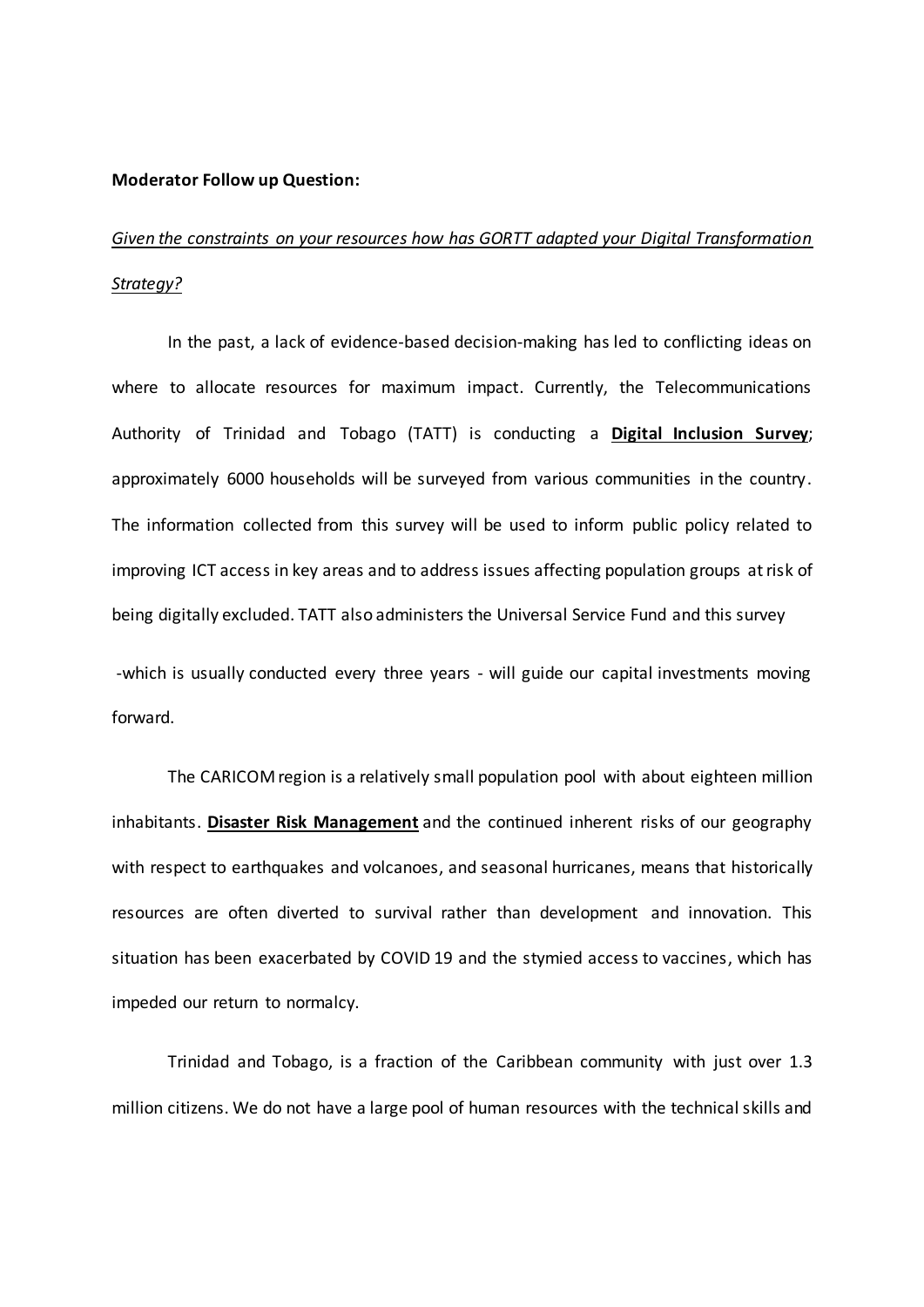**Moderator Follow up Question:**

*Given the constraints on your resources how has GORTT adapted your Digital Transformation Strategy?*

In the past, a lack of evidence-based decision-making has led to conflicting ideas on where to allocate resources for maximum impact. Currently, the Telecommunications Authority of Trinidad and Tobago (TATT) is conducting a **Digital Inclusion Survey**; approximately 6000 households will be surveyed from various communities in the country. The information collected from this survey will be used to inform public policy related to improving ICT access in key areas and to address issues affecting population groups at risk of being digitally excluded. TATT also administers the Universal Service Fund and this survey

-which is usually conducted every three years - will guide our capital investments moving forward.

The CARICOM region is a relatively small population pool with about eighteen million inhabitants. **Disaster Risk Management** and the continued inherent risks of our geography with respect to earthquakes and volcanoes, and seasonal hurricanes, means that historically resources are often diverted to survival rather than development and innovation. This situation has been exacerbated by COVID 19 and the stymied access to vaccines, which has impeded our return to normalcy.

Trinidad and Tobago, is a fraction of the Caribbean community with just over 1.3 million citizens. We do not have a large pool of human resources with the technical skills and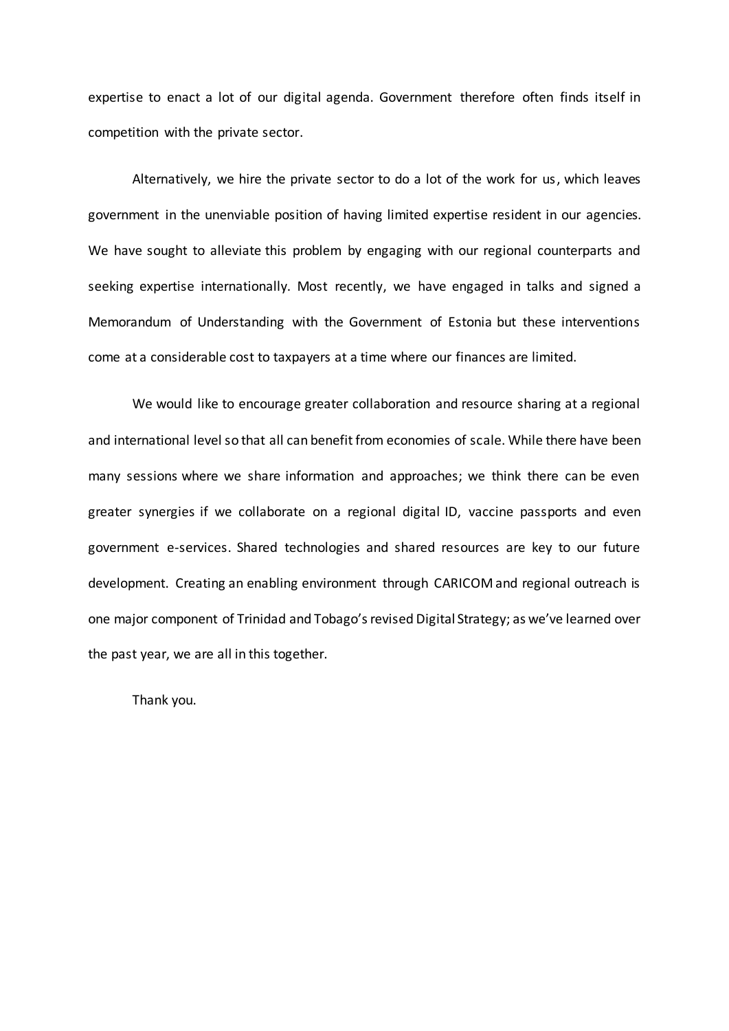expertise to enact a lot of our digital agenda. Government therefore often finds itself in competition with the private sector.

Alternatively, we hire the private sector to do a lot of the work for us, which leaves government in the unenviable position of having limited expertise resident in our agencies. We have sought to alleviate this problem by engaging with our regional counterparts and seeking expertise internationally. Most recently, we have engaged in talks and signed a Memorandum of Understanding with the Government of Estonia but these interventions come at a considerable cost to taxpayers at a time where our finances are limited.

We would like to encourage greater collaboration and resource sharing at a regional and international level so that all can benefit from economies of scale. While there have been many sessions where we share information and approaches; we think there can be even greater synergies if we collaborate on a regional digital ID, vaccine passports and even government e-services. Shared technologies and shared resources are key to our future development. Creating an enabling environment through CARICOM and regional outreach is one major component of Trinidad and Tobago's revised Digital Strategy; as we've learned over the past year, we are all in this together.

Thank you.